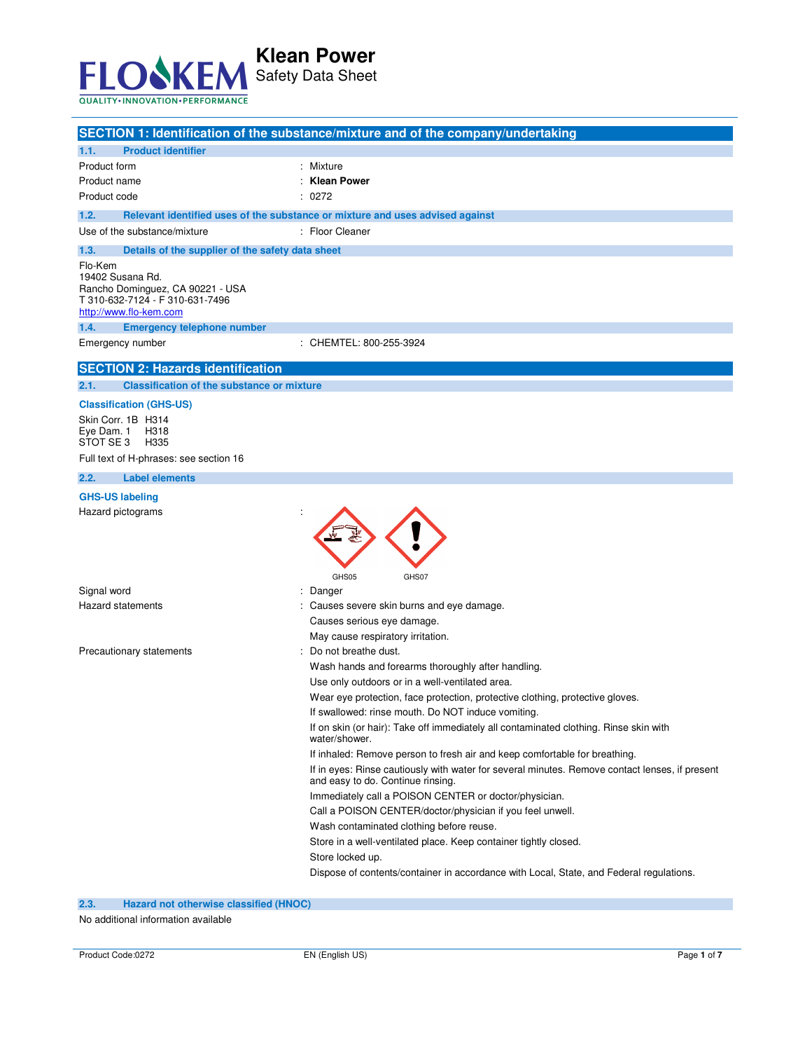# Klean Power

Safety Data Sheet

## SECTION 1: Identification of the substance/mixture and of the company/undertaking

### 1.1. Product identifier

| | |
|---|---|
| Product form | : Mixture |
| Product name | : **Klean Power** |
| Product code | : 0272 |

### 1.2. Relevant identified uses of the substance or mixture and uses advised against

| | |
|---|---|
| Use of the substance/mixture | : Floor Cleaner |

### 1.3. Details of the supplier of the safety data sheet

Flo-Kem
19402 Susana Rd.
Rancho Dominguez, CA 90221 - USA
T 310-632-7124 - F 310-631-7496
http://www.flo-kem.com

### 1.4. Emergency telephone number

| | |
|---|---|
| Emergency number | : CHEMTEL: 800-255-3924 |

## SECTION 2: Hazards identification

### 2.1. Classification of the substance or mixture

**Classification (GHS-US)**

Skin Corr. 1B H314
Eye Dam. 1 H318
STOT SE 3 H335

Full text of H-phrases: see section 16

### 2.2. Label elements

**GHS-US labeling**

Hazard pictograms :

GHS05 GHS07

Signal word : Danger

Hazard statements :
- Causes severe skin burns and eye damage.
- Causes serious eye damage.
- May cause respiratory irritation.

Precautionary statements :
- Do not breathe dust.
- Wash hands and forearms thoroughly after handling.
- Use only outdoors or in a well-ventilated area.
- Wear eye protection, face protection, protective clothing, protective gloves.
- If swallowed: rinse mouth. Do NOT induce vomiting.
- If on skin (or hair): Take off immediately all contaminated clothing. Rinse skin with water/shower.
- If inhaled: Remove person to fresh air and keep comfortable for breathing.
- If in eyes: Rinse cautiously with water for several minutes. Remove contact lenses, if present and easy to do. Continue rinsing.
- Immediately call a POISON CENTER or doctor/physician.
- Call a POISON CENTER/doctor/physician if you feel unwell.
- Wash contaminated clothing before reuse.
- Store in a well-ventilated place. Keep container tightly closed.
- Store locked up.
- Dispose of contents/container in accordance with Local, State, and Federal regulations.

### 2.3. Hazard not otherwise classified (HNOC)

No additional information available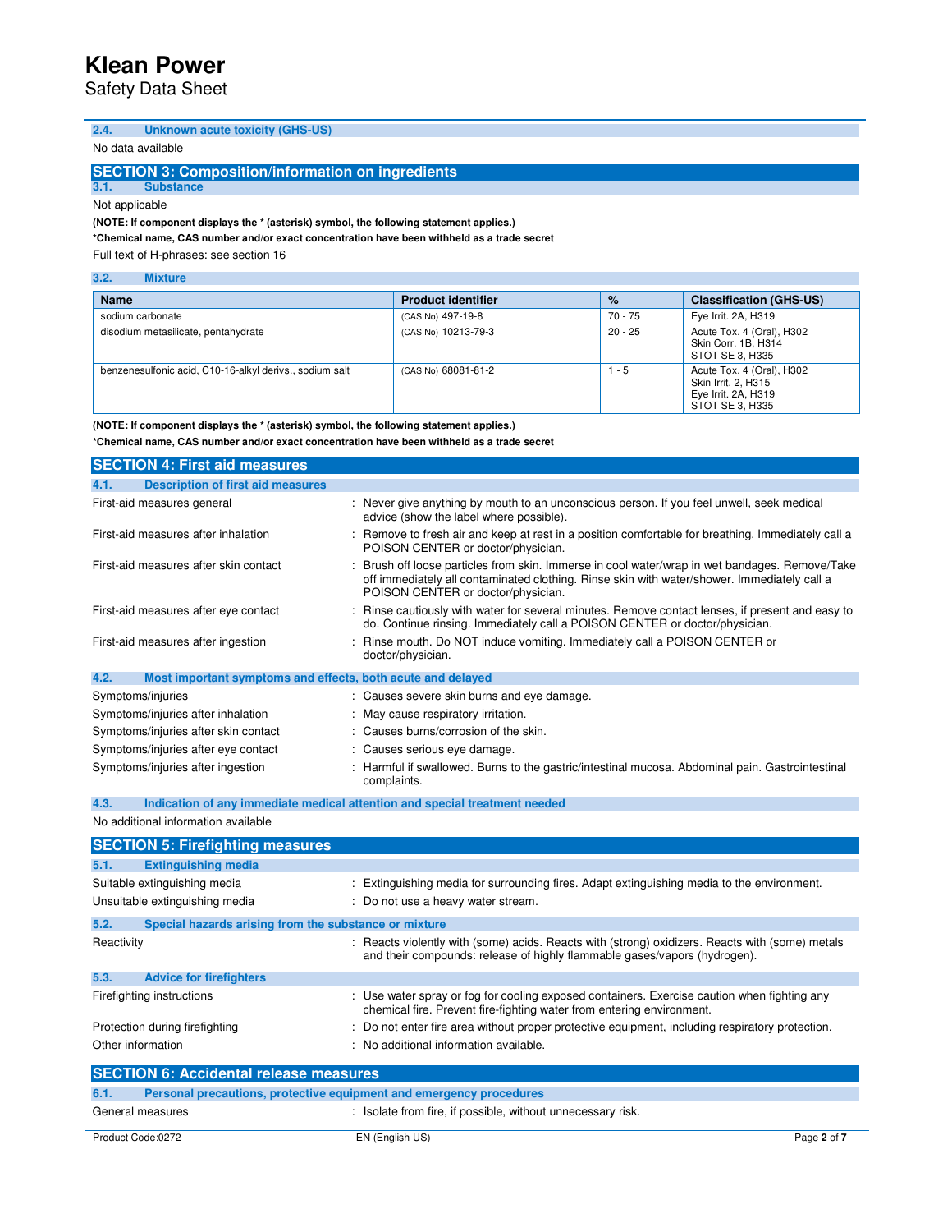### 2.4. Unknown acute toxicity (GHS-US)

No data available

## SECTION 3: Composition/information on ingredients

### 3.1. Substance

Not applicable

**(NOTE: If component displays the * (asterisk) symbol, the following statement applies.)**

***Chemical name, CAS number and/or exact concentration have been withheld as a trade secret**

Full text of H-phrases: see section 16

### 3.2. Mixture

| Name | Product identifier | % | Classification (GHS-US) |
|---|---|---|---|
| sodium carbonate | (CAS No) 497-19-8 | 70 - 75 | Eye Irrit. 2A, H319 |
| disodium metasilicate, pentahydrate | (CAS No) 10213-79-3 | 20 - 25 | Acute Tox. 4 (Oral), H302<br>Skin Corr. 1B, H314<br>STOT SE 3, H335 |
| benzenesulfonic acid, C10-16-alkyl derivs., sodium salt | (CAS No) 68081-81-2 | 1 - 5 | Acute Tox. 4 (Oral), H302<br>Skin Irrit. 2, H315<br>Eye Irrit. 2A, H319<br>STOT SE 3, H335 |

**(NOTE: If component displays the * (asterisk) symbol, the following statement applies.)**

***Chemical name, CAS number and/or exact concentration have been withheld as a trade secret**

## SECTION 4: First aid measures

### 4.1. Description of first aid measures

First-aid measures general : Never give anything by mouth to an unconscious person. If you feel unwell, seek medical advice (show the label where possible).

First-aid measures after inhalation : Remove to fresh air and keep at rest in a position comfortable for breathing. Immediately call a POISON CENTER or doctor/physician.

First-aid measures after skin contact : Brush off loose particles from skin. Immerse in cool water/wrap in wet bandages. Remove/Take off immediately all contaminated clothing. Rinse skin with water/shower. Immediately call a POISON CENTER or doctor/physician.

First-aid measures after eye contact : Rinse cautiously with water for several minutes. Remove contact lenses, if present and easy to do. Continue rinsing. Immediately call a POISON CENTER or doctor/physician.

First-aid measures after ingestion : Rinse mouth. Do NOT induce vomiting. Immediately call a POISON CENTER or doctor/physician.

### 4.2. Most important symptoms and effects, both acute and delayed

Symptoms/injuries : Causes severe skin burns and eye damage.

Symptoms/injuries after inhalation : May cause respiratory irritation.

Symptoms/injuries after skin contact : Causes burns/corrosion of the skin.

Symptoms/injuries after eye contact : Causes serious eye damage.

Symptoms/injuries after ingestion : Harmful if swallowed. Burns to the gastric/intestinal mucosa. Abdominal pain. Gastrointestinal complaints.

### 4.3. Indication of any immediate medical attention and special treatment needed

No additional information available

## SECTION 5: Firefighting measures

### 5.1. Extinguishing media

Suitable extinguishing media : Extinguishing media for surrounding fires. Adapt extinguishing media to the environment.

Unsuitable extinguishing media : Do not use a heavy water stream.

### 5.2. Special hazards arising from the substance or mixture

Reactivity : Reacts violently with (some) acids. Reacts with (strong) oxidizers. Reacts with (some) metals and their compounds: release of highly flammable gases/vapors (hydrogen).

### 5.3. Advice for firefighters

Firefighting instructions : Use water spray or fog for cooling exposed containers. Exercise caution when fighting any chemical fire. Prevent fire-fighting water from entering environment.

Protection during firefighting : Do not enter fire area without proper protective equipment, including respiratory protection.

Other information : No additional information available.

## SECTION 6: Accidental release measures

### 6.1. Personal precautions, protective equipment and emergency procedures

General measures : Isolate from fire, if possible, without unnecessary risk.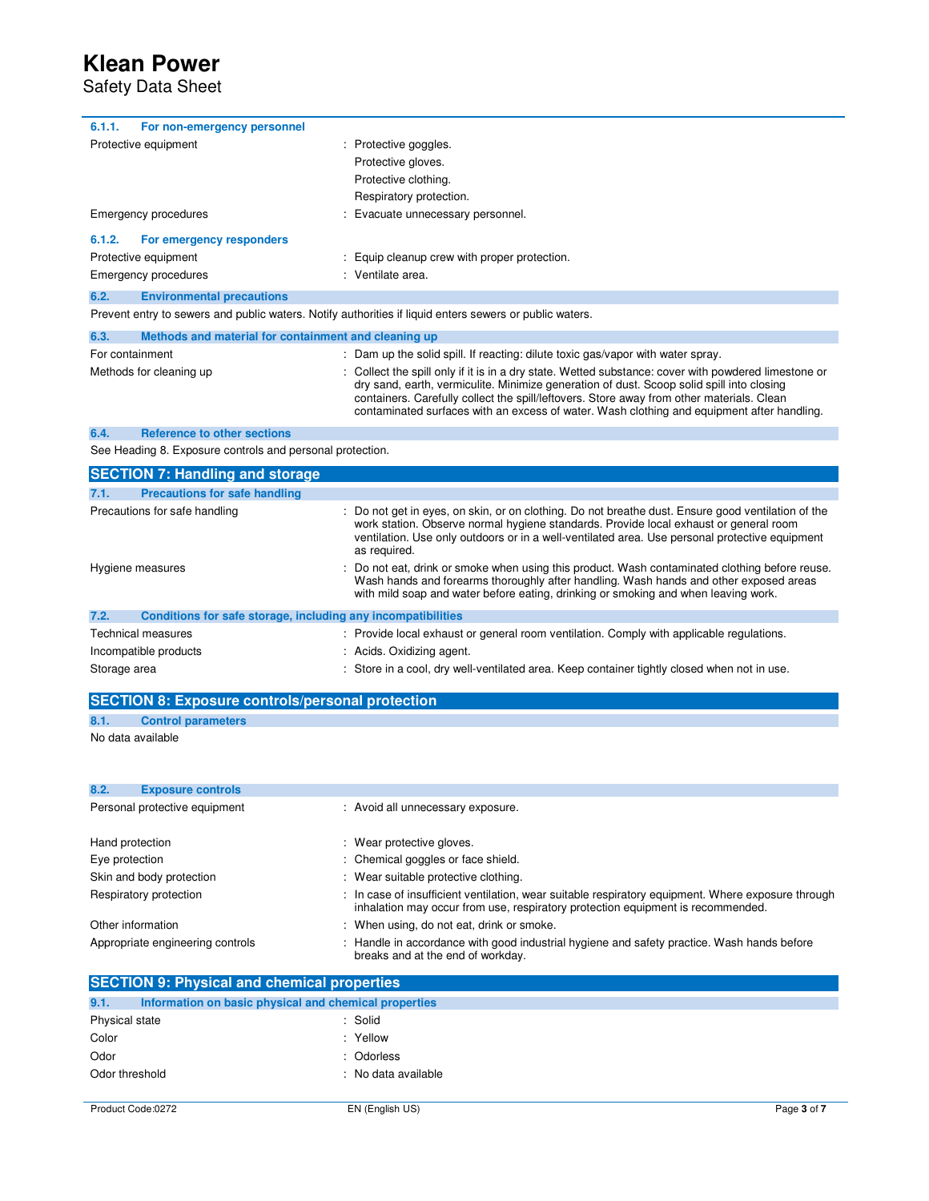#### 6.1.1. For non-emergency personnel

| | |
|---|---|
| Protective equipment | : Protective goggles.<br>Protective gloves.<br>Protective clothing.<br>Respiratory protection. |
| Emergency procedures | : Evacuate unnecessary personnel. |

#### 6.1.2. For emergency responders

| | |
|---|---|
| Protective equipment | : Equip cleanup crew with proper protection. |
| Emergency procedures | : Ventilate area. |

### 6.2. Environmental precautions

Prevent entry to sewers and public waters. Notify authorities if liquid enters sewers or public waters.

### 6.3. Methods and material for containment and cleaning up

| | |
|---|---|
| For containment | : Dam up the solid spill. If reacting: dilute toxic gas/vapor with water spray. |
| Methods for cleaning up | : Collect the spill only if it is in a dry state. Wetted substance: cover with powdered limestone or dry sand, earth, vermiculite. Minimize generation of dust. Scoop solid spill into closing containers. Carefully collect the spill/leftovers. Store away from other materials. Clean contaminated surfaces with an excess of water. Wash clothing and equipment after handling. |

### 6.4. Reference to other sections

See Heading 8. Exposure controls and personal protection.

## SECTION 7: Handling and storage

### 7.1. Precautions for safe handling

| | |
|---|---|
| Precautions for safe handling | : Do not get in eyes, on skin, or on clothing. Do not breathe dust. Ensure good ventilation of the work station. Observe normal hygiene standards. Provide local exhaust or general room ventilation. Use only outdoors or in a well-ventilated area. Use personal protective equipment as required. |
| Hygiene measures | : Do not eat, drink or smoke when using this product. Wash contaminated clothing before reuse. Wash hands and forearms thoroughly after handling. Wash hands and other exposed areas with mild soap and water before eating, drinking or smoking and when leaving work. |

### 7.2. Conditions for safe storage, including any incompatibilities

| | |
|---|---|
| Technical measures | : Provide local exhaust or general room ventilation. Comply with applicable regulations. |
| Incompatible products | : Acids. Oxidizing agent. |
| Storage area | : Store in a cool, dry well-ventilated area. Keep container tightly closed when not in use. |

## SECTION 8: Exposure controls/personal protection

### 8.1. Control parameters

No data available

### 8.2. Exposure controls

| | |
|---|---|
| Personal protective equipment | : Avoid all unnecessary exposure. |
| Hand protection | : Wear protective gloves. |
| Eye protection | : Chemical goggles or face shield. |
| Skin and body protection | : Wear suitable protective clothing. |
| Respiratory protection | : In case of insufficient ventilation, wear suitable respiratory equipment. Where exposure through inhalation may occur from use, respiratory protection equipment is recommended. |
| Other information | : When using, do not eat, drink or smoke. |
| Appropriate engineering controls | : Handle in accordance with good industrial hygiene and safety practice. Wash hands before breaks and at the end of workday. |

## SECTION 9: Physical and chemical properties

### 9.1. Information on basic physical and chemical properties

| | |
|---|---|
| Physical state | : Solid |
| Color | : Yellow |
| Odor | : Odorless |
| Odor threshold | : No data available |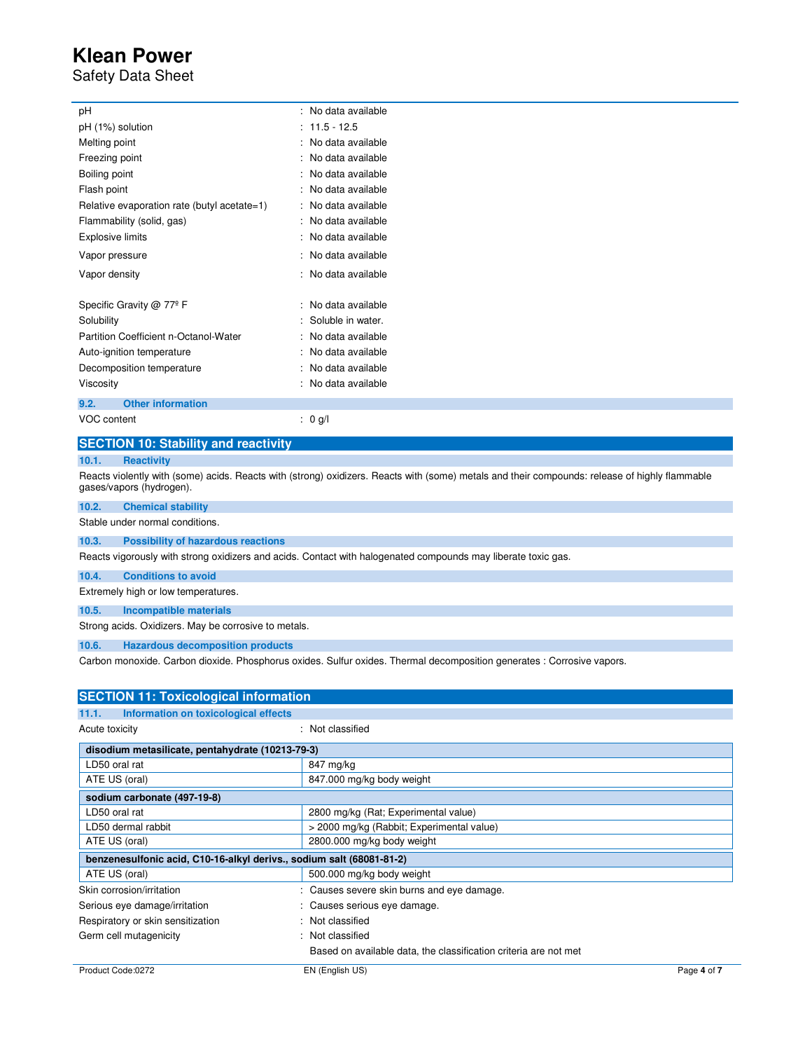| | |
|---|---|
| pH | : No data available |
| pH (1%) solution | : 11.5 - 12.5 |
| Melting point | : No data available |
| Freezing point | : No data available |
| Boiling point | : No data available |
| Flash point | : No data available |
| Relative evaporation rate (butyl acetate=1) | : No data available |
| Flammability (solid, gas) | : No data available |
| Explosive limits | : No data available |
| Vapor pressure | : No data available |
| Vapor density | : No data available |
| Specific Gravity @ 77º F | : No data available |
| Solubility | : Soluble in water. |
| Partition Coefficient n-Octanol-Water | : No data available |
| Auto-ignition temperature | : No data available |
| Decomposition temperature | : No data available |
| Viscosity | : No data available |

### 9.2. Other information

VOC content : 0 g/l

## SECTION 10: Stability and reactivity

### 10.1. Reactivity

Reacts violently with (some) acids. Reacts with (strong) oxidizers. Reacts with (some) metals and their compounds: release of highly flammable gases/vapors (hydrogen).

### 10.2. Chemical stability

Stable under normal conditions.

### 10.3. Possibility of hazardous reactions

Reacts vigorously with strong oxidizers and acids. Contact with halogenated compounds may liberate toxic gas.

### 10.4. Conditions to avoid

Extremely high or low temperatures.

### 10.5. Incompatible materials

Strong acids. Oxidizers. May be corrosive to metals.

### 10.6. Hazardous decomposition products

Carbon monoxide. Carbon dioxide. Phosphorus oxides. Sulfur oxides. Thermal decomposition generates : Corrosive vapors.

## SECTION 11: Toxicological information

### 11.1. Information on toxicological effects

Acute toxicity : Not classified

| **disodium metasilicate, pentahydrate (10213-79-3)** | |
|---|---|
| LD50 oral rat | 847 mg/kg |
| ATE US (oral) | 847.000 mg/kg body weight |
| **sodium carbonate (497-19-8)** | |
| LD50 oral rat | 2800 mg/kg (Rat; Experimental value) |
| LD50 dermal rabbit | > 2000 mg/kg (Rabbit; Experimental value) |
| ATE US (oral) | 2800.000 mg/kg body weight |
| **benzenesulfonic acid, C10-16-alkyl derivs., sodium salt (68081-81-2)** | |
| ATE US (oral) | 500.000 mg/kg body weight |

| | |
|---|---|
| Skin corrosion/irritation | : Causes severe skin burns and eye damage. |
| Serious eye damage/irritation | : Causes serious eye damage. |
| Respiratory or skin sensitization | : Not classified |
| Germ cell mutagenicity | : Not classified |
| | Based on available data, the classification criteria are not met |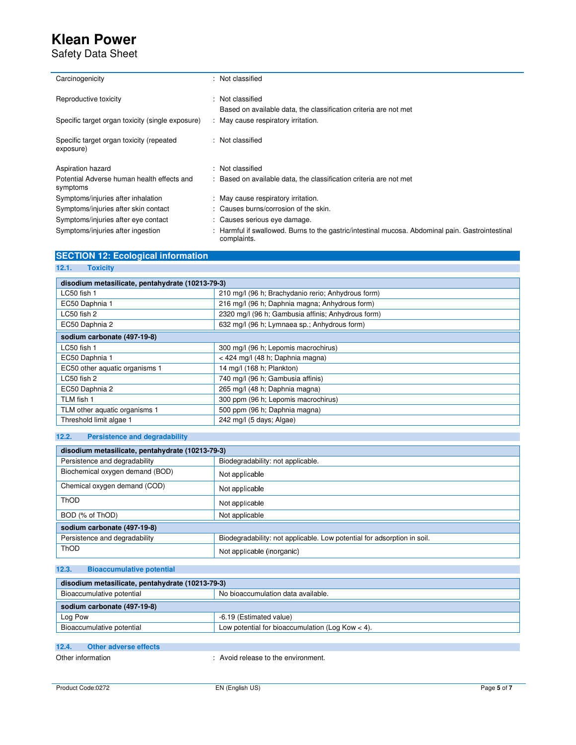| | |
|---|---|
| Carcinogenicity | : Not classified |
| Reproductive toxicity | : Not classified<br>Based on available data, the classification criteria are not met |
| Specific target organ toxicity (single exposure) | : May cause respiratory irritation. |
| Specific target organ toxicity (repeated exposure) | : Not classified |
| Aspiration hazard | : Not classified |
| Potential Adverse human health effects and symptoms | : Based on available data, the classification criteria are not met |
| Symptoms/injuries after inhalation | : May cause respiratory irritation. |
| Symptoms/injuries after skin contact | : Causes burns/corrosion of the skin. |
| Symptoms/injuries after eye contact | : Causes serious eye damage. |
| Symptoms/injuries after ingestion | : Harmful if swallowed. Burns to the gastric/intestinal mucosa. Abdominal pain. Gastrointestinal complaints. |

## SECTION 12: Ecological information

### 12.1. Toxicity

| disodium metasilicate, pentahydrate (10213-79-3) | |
|---|---|
| LC50 fish 1 | 210 mg/l (96 h; Brachydanio rerio; Anhydrous form) |
| EC50 Daphnia 1 | 216 mg/l (96 h; Daphnia magna; Anhydrous form) |
| LC50 fish 2 | 2320 mg/l (96 h; Gambusia affinis; Anhydrous form) |
| EC50 Daphnia 2 | 632 mg/l (96 h; Lymnaea sp.; Anhydrous form) |
| **sodium carbonate (497-19-8)** | |
| LC50 fish 1 | 300 mg/l (96 h; Lepomis macrochirus) |
| EC50 Daphnia 1 | < 424 mg/l (48 h; Daphnia magna) |
| EC50 other aquatic organisms 1 | 14 mg/l (168 h; Plankton) |
| LC50 fish 2 | 740 mg/l (96 h; Gambusia affinis) |
| EC50 Daphnia 2 | 265 mg/l (48 h; Daphnia magna) |
| TLM fish 1 | 300 ppm (96 h; Lepomis macrochirus) |
| TLM other aquatic organisms 1 | 500 ppm (96 h; Daphnia magna) |
| Threshold limit algae 1 | 242 mg/l (5 days; Algae) |

### 12.2. Persistence and degradability

| disodium metasilicate, pentahydrate (10213-79-3) | |
|---|---|
| Persistence and degradability | Biodegradability: not applicable. |
| Biochemical oxygen demand (BOD) | Not applicable |
| Chemical oxygen demand (COD) | Not applicable |
| ThOD | Not applicable |
| BOD (% of ThOD) | Not applicable |
| **sodium carbonate (497-19-8)** | |
| Persistence and degradability | Biodegradability: not applicable. Low potential for adsorption in soil. |
| ThOD | Not applicable (inorganic) |

### 12.3. Bioaccumulative potential

| disodium metasilicate, pentahydrate (10213-79-3) | |
|---|---|
| Bioaccumulative potential | No bioaccumulation data available. |
| **sodium carbonate (497-19-8)** | |
| Log Pow | -6.19 (Estimated value) |
| Bioaccumulative potential | Low potential for bioaccumulation (Log Kow < 4). |

### 12.4. Other adverse effects

Other information : Avoid release to the environment.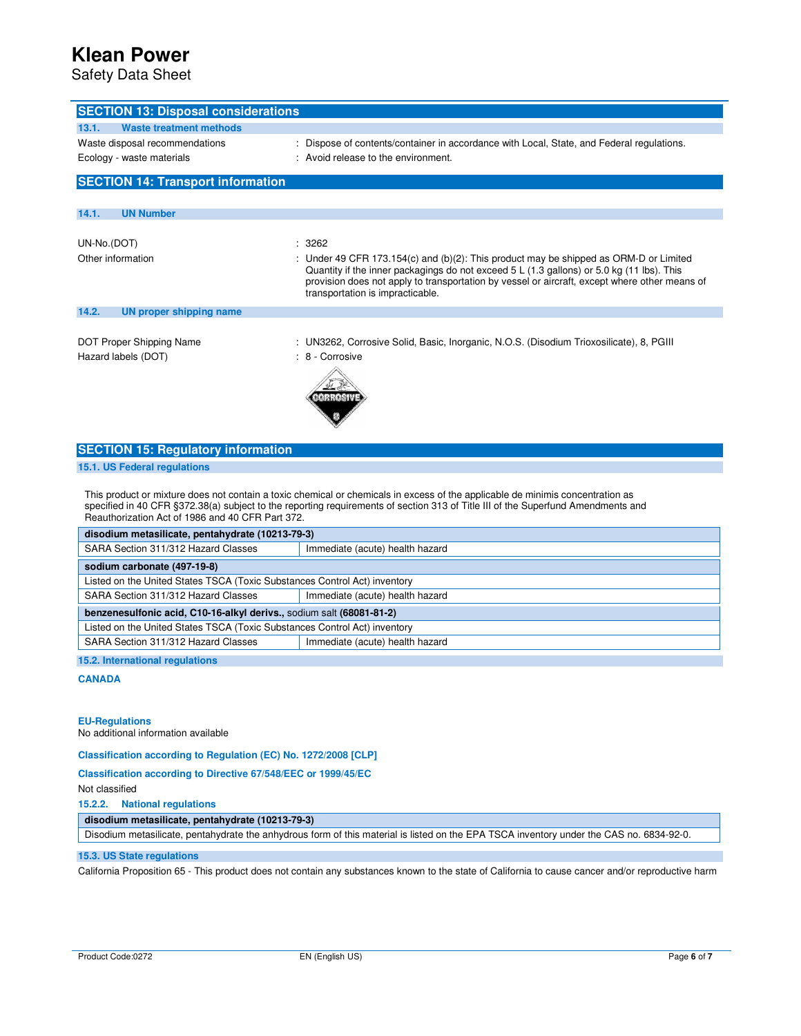## SECTION 13: Disposal considerations

### 13.1. Waste treatment methods

Waste disposal recommendations : Dispose of contents/container in accordance with Local, State, and Federal regulations.

Ecology - waste materials : Avoid release to the environment.

## SECTION 14: Transport information

### 14.1. UN Number

UN-No.(DOT) : 3262

Other information : Under 49 CFR 173.154(c) and (b)(2): This product may be shipped as ORM-D or Limited Quantity if the inner packagings do not exceed 5 L (1.3 gallons) or 5.0 kg (11 lbs). This provision does not apply to transportation by vessel or aircraft, except where other means of transportation is impracticable.

### 14.2. UN proper shipping name

DOT Proper Shipping Name : UN3262, Corrosive Solid, Basic, Inorganic, N.O.S. (Disodium Trioxosilicate), 8, PGIII

Hazard labels (DOT) : 8 - Corrosive

## SECTION 15: Regulatory information

### 15.1. US Federal regulations

This product or mixture does not contain a toxic chemical or chemicals in excess of the applicable de minimis concentration as specified in 40 CFR §372.38(a) subject to the reporting requirements of section 313 of Title III of the Superfund Amendments and Reauthorization Act of 1986 and 40 CFR Part 372.

| **disodium metasilicate, pentahydrate (10213-79-3)** | |
|---|---|
| SARA Section 311/312 Hazard Classes | Immediate (acute) health hazard |
| **sodium carbonate (497-19-8)** | |
| Listed on the United States TSCA (Toxic Substances Control Act) inventory | |
| SARA Section 311/312 Hazard Classes | Immediate (acute) health hazard |
| **benzenesulfonic acid, C10-16-alkyl derivs.,** sodium salt **(68081-81-2)** | |
| Listed on the United States TSCA (Toxic Substances Control Act) inventory | |
| SARA Section 311/312 Hazard Classes | Immediate (acute) health hazard |

### 15.2. International regulations

**CANADA**

**EU-Regulations**

No additional information available

**Classification according to Regulation (EC) No. 1272/2008 [CLP]**

**Classification according to Directive 67/548/EEC or 1999/45/EC**

Not classified

#### 15.2.2. National regulations

| **disodium metasilicate, pentahydrate (10213-79-3)** |
|---|
| Disodium metasilicate, pentahydrate the anhydrous form of this material is listed on the EPA TSCA inventory under the CAS no. 6834-92-0. |

### 15.3. US State regulations

California Proposition 65 - This product does not contain any substances known to the state of California to cause cancer and/or reproductive harm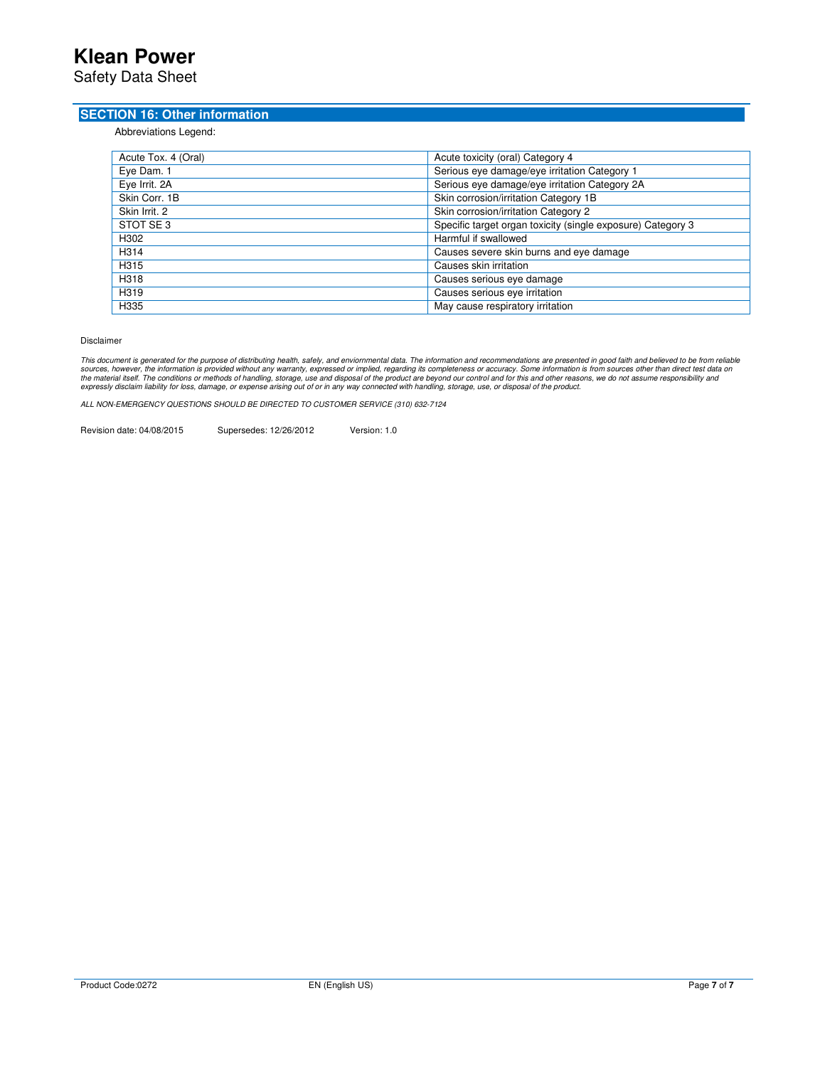## SECTION 16: Other information

Abbreviations Legend:

| | |
|---|---|
| Acute Tox. 4 (Oral) | Acute toxicity (oral) Category 4 |
| Eye Dam. 1 | Serious eye damage/eye irritation Category 1 |
| Eye Irrit. 2A | Serious eye damage/eye irritation Category 2A |
| Skin Corr. 1B | Skin corrosion/irritation Category 1B |
| Skin Irrit. 2 | Skin corrosion/irritation Category 2 |
| STOT SE 3 | Specific target organ toxicity (single exposure) Category 3 |
| H302 | Harmful if swallowed |
| H314 | Causes severe skin burns and eye damage |
| H315 | Causes skin irritation |
| H318 | Causes serious eye damage |
| H319 | Causes serious eye irritation |
| H335 | May cause respiratory irritation |

Disclaimer

*This document is generated for the purpose of distributing health, safely, and enviornmental data. The information and recommendations are presented in good faith and believed to be from reliable sources, however, the information is provided without any warranty, expressed or implied, regarding its completeness or accuracy. Some information is from sources other than direct test data on the material itself. The conditions or methods of handling, storage, use and disposal of the product are beyond our control and for this and other reasons, we do not assume responsibility and expressly disclaim liability for loss, damage, or expense arising out of or in any way connected with handling, storage, use, or disposal of the product.*

*ALL NON-EMERGENCY QUESTIONS SHOULD BE DIRECTED TO CUSTOMER SERVICE (310) 632-7124*

Revision date: 04/08/2015    Supersedes: 12/26/2012    Version: 1.0